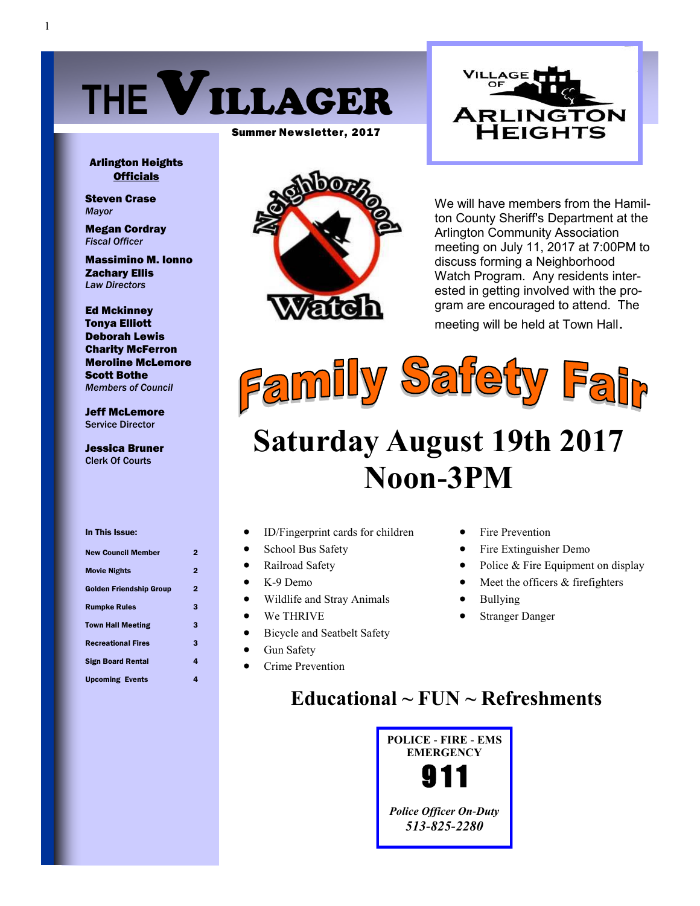# THE VILLAGER

**Summer Newsletter, 2017**

VILLAGE OF ARLINGTON HEIGHTS

**Arlington Heights Officials**

**Steven Crase**
*Mayor*

**Megan Cordray**
*Fiscal Officer*

**Massimino M. Ionno**
**Zachary Ellis**
*Law Directors*

**Ed Mckinney**
**Tonya Elliott**
**Deborah Lewis**
**Charity McFerron**
**Meroline McLemore**
**Scott Bothe**
*Members of Council*

**Jeff McLemore**
Service Director

**Jessica Bruner**
Clerk Of Courts

**In This Issue:**

| | |
|---|---|
| New Council Member | 2 |
| Movie Nights | 2 |
| Golden Friendship Group | 2 |
| Rumpke Rules | 3 |
| Town Hall Meeting | 3 |
| Recreational Fires | 3 |
| Sign Board Rental | 4 |
| Upcoming Events | 4 |

Neighborhood Watch

We will have members from the Hamilton County Sheriff's Department at the Arlington Community Association meeting on July 11, 2017 at 7:00PM to discuss forming a Neighborhood Watch Program. Any residents interested in getting involved with the program are encouraged to attend. The meeting will be held at Town Hall.

# Family Safety Fair

## Saturday August 19th 2017
## Noon-3PM

- ID/Fingerprint cards for children
- School Bus Safety
- Railroad Safety
- K-9 Demo
- Wildlife and Stray Animals
- We THRIVE
- Bicycle and Seatbelt Safety
- Gun Safety
- Crime Prevention
- Fire Prevention
- Fire Extinguisher Demo
- Police & Fire Equipment on display
- Meet the officers & firefighters
- Bullying
- Stranger Danger

## Educational ~ FUN ~ Refreshments

**POLICE - FIRE - EMS EMERGENCY**

**911**

***Police Officer On-Duty***
***513-825-2280***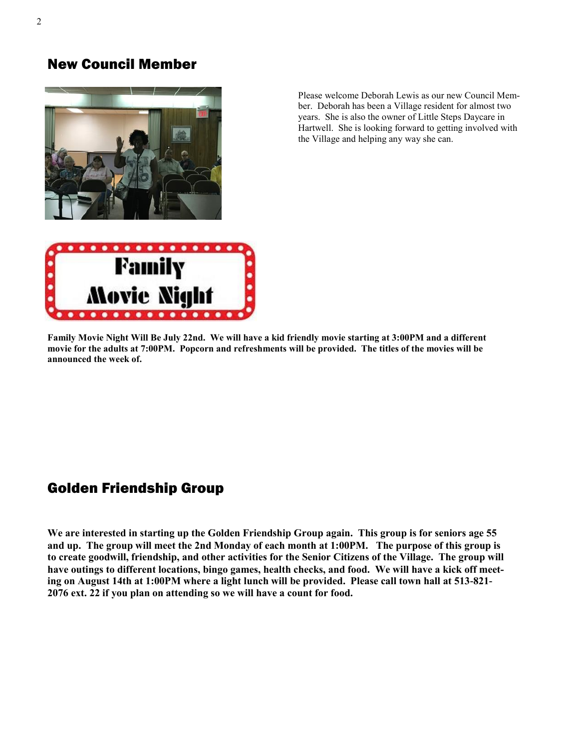## New Council Member

Please welcome Deborah Lewis as our new Council Member. Deborah has been a Village resident for almost two years. She is also the owner of Little Steps Daycare in Hartwell. She is looking forward to getting involved with the Village and helping any way she can.

**Family Movie Night Will Be July 22nd. We will have a kid friendly movie starting at 3:00PM and a different movie for the adults at 7:00PM. Popcorn and refreshments will be provided. The titles of the movies will be announced the week of.**

## Golden Friendship Group

**We are interested in starting up the Golden Friendship Group again. This group is for seniors age 55 and up. The group will meet the 2nd Monday of each month at 1:00PM. The purpose of this group is to create goodwill, friendship, and other activities for the Senior Citizens of the Village. The group will have outings to different locations, bingo games, health checks, and food. We will have a kick off meeting on August 14th at 1:00PM where a light lunch will be provided. Please call town hall at 513-821-2076 ext. 22 if you plan on attending so we will have a count for food.**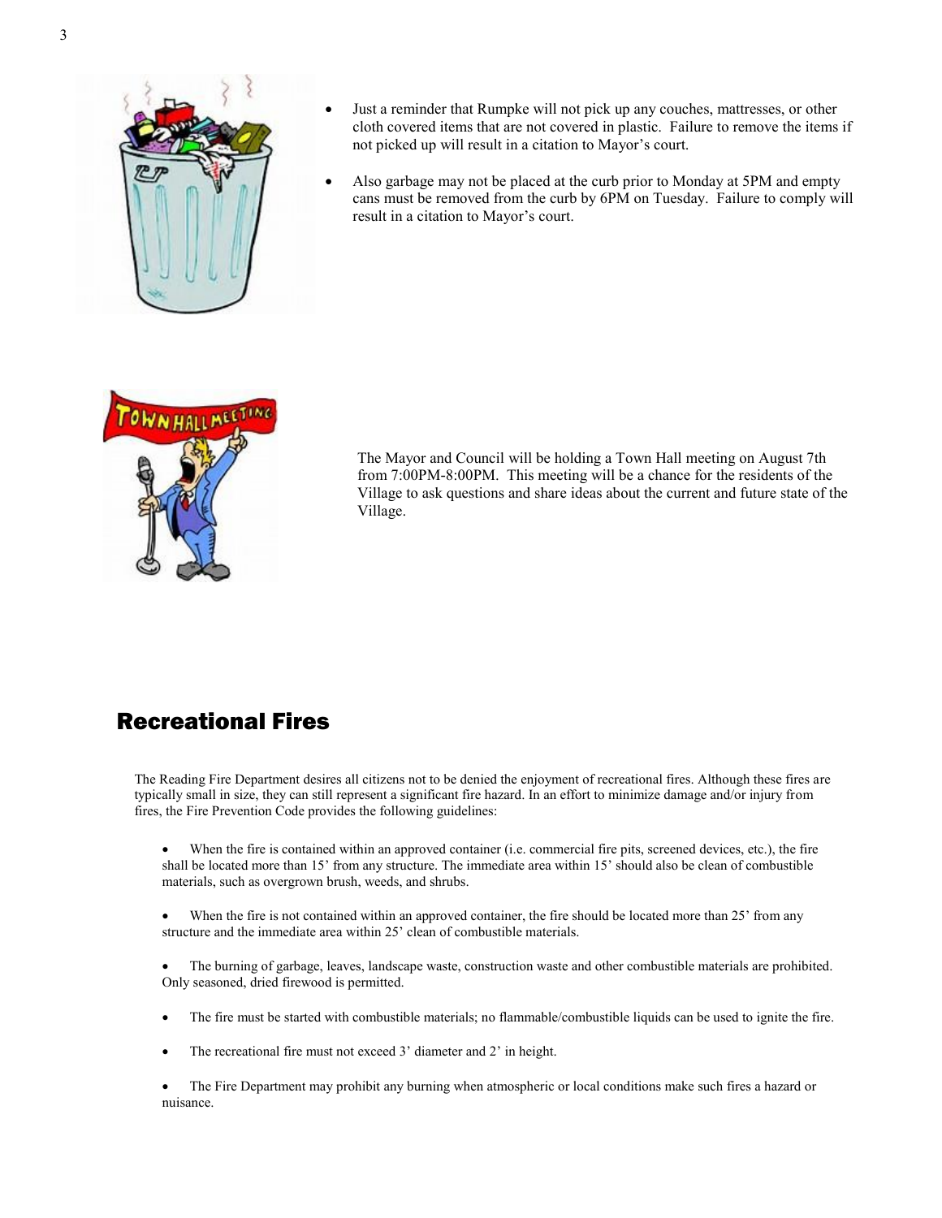- Just a reminder that Rumpke will not pick up any couches, mattresses, or other cloth covered items that are not covered in plastic. Failure to remove the items if not picked up will result in a citation to Mayor's court.
- Also garbage may not be placed at the curb prior to Monday at 5PM and empty cans must be removed from the curb by 6PM on Tuesday. Failure to comply will result in a citation to Mayor's court.

The Mayor and Council will be holding a Town Hall meeting on August 7th from 7:00PM-8:00PM. This meeting will be a chance for the residents of the Village to ask questions and share ideas about the current and future state of the Village.

## Recreational Fires

The Reading Fire Department desires all citizens not to be denied the enjoyment of recreational fires. Although these fires are typically small in size, they can still represent a significant fire hazard. In an effort to minimize damage and/or injury from fires, the Fire Prevention Code provides the following guidelines:

- When the fire is contained within an approved container (i.e. commercial fire pits, screened devices, etc.), the fire shall be located more than 15' from any structure. The immediate area within 15' should also be clean of combustible materials, such as overgrown brush, weeds, and shrubs.
- When the fire is not contained within an approved container, the fire should be located more than 25' from any structure and the immediate area within 25' clean of combustible materials.
- The burning of garbage, leaves, landscape waste, construction waste and other combustible materials are prohibited. Only seasoned, dried firewood is permitted.
- The fire must be started with combustible materials; no flammable/combustible liquids can be used to ignite the fire.
- The recreational fire must not exceed 3' diameter and 2' in height.
- The Fire Department may prohibit any burning when atmospheric or local conditions make such fires a hazard or nuisance.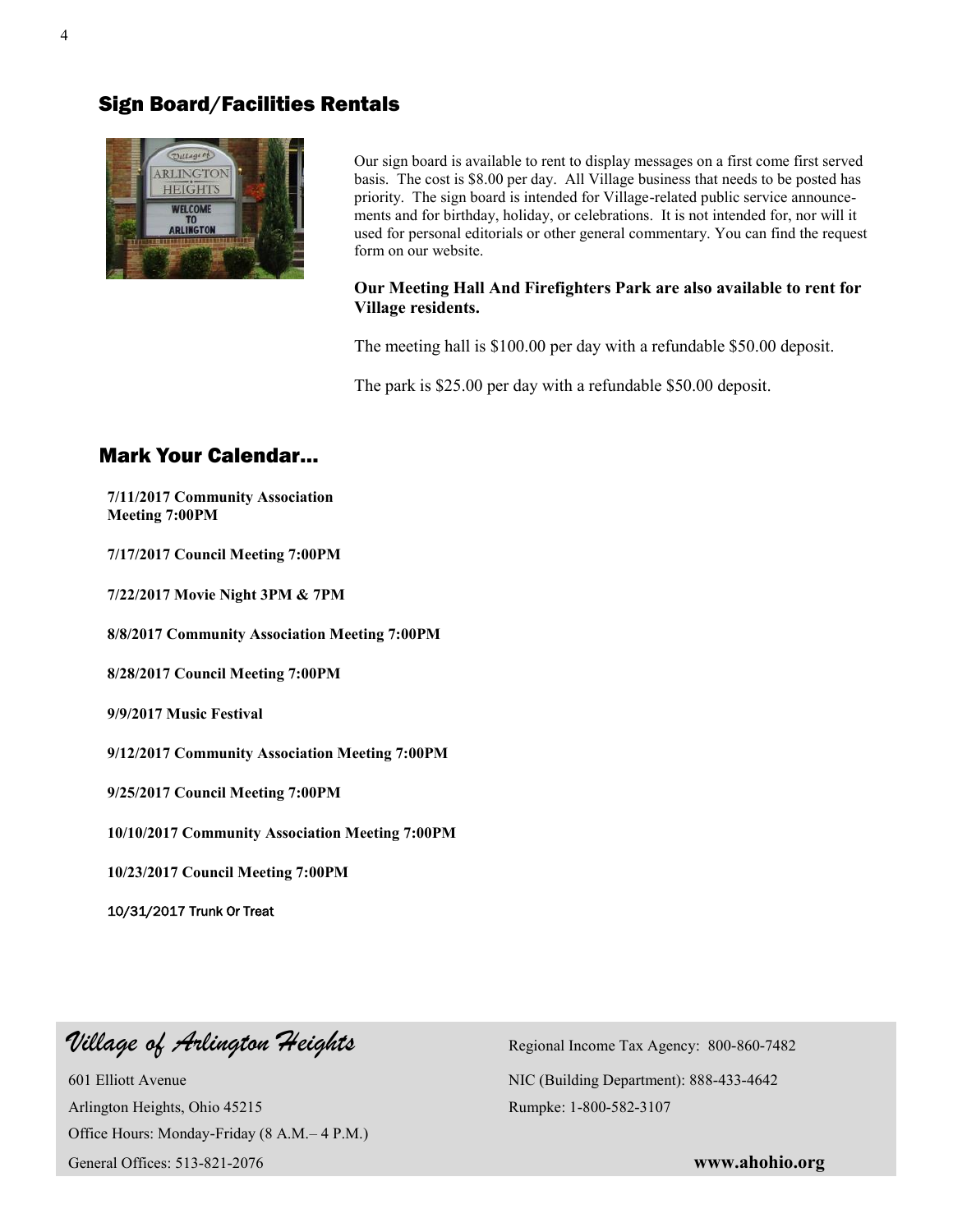## Sign Board/Facilities Rentals

Our sign board is available to rent to display messages on a first come first served basis. The cost is $8.00 per day. All Village business that needs to be posted has priority. The sign board is intended for Village-related public service announcements and for birthday, holiday, or celebrations. It is not intended for, nor will it used for personal editorials or other general commentary. You can find the request form on our website.

**Our Meeting Hall And Firefighters Park are also available to rent for Village residents.**

The meeting hall is $100.00 per day with a refundable $50.00 deposit.

The park is $25.00 per day with a refundable $50.00 deposit.

## Mark Your Calendar...

**7/11/2017 Community Association Meeting 7:00PM**

**7/17/2017 Council Meeting 7:00PM**

**7/22/2017 Movie Night 3PM & 7PM**

**8/8/2017 Community Association Meeting 7:00PM**

**8/28/2017 Council Meeting 7:00PM**

**9/9/2017 Music Festival**

**9/12/2017 Community Association Meeting 7:00PM**

**9/25/2017 Council Meeting 7:00PM**

**10/10/2017 Community Association Meeting 7:00PM**

**10/23/2017 Council Meeting 7:00PM**

10/31/2017 Trunk Or Treat

*Village of Arlington Heights*

601 Elliott Avenue
Arlington Heights, Ohio 45215
Office Hours: Monday-Friday (8 A.M.– 4 P.M.)
General Offices: 513-821-2076

Regional Income Tax Agency: 800-860-7482
NIC (Building Department): 888-433-4642
Rumpke: 1-800-582-3107

**www.ahohio.org**